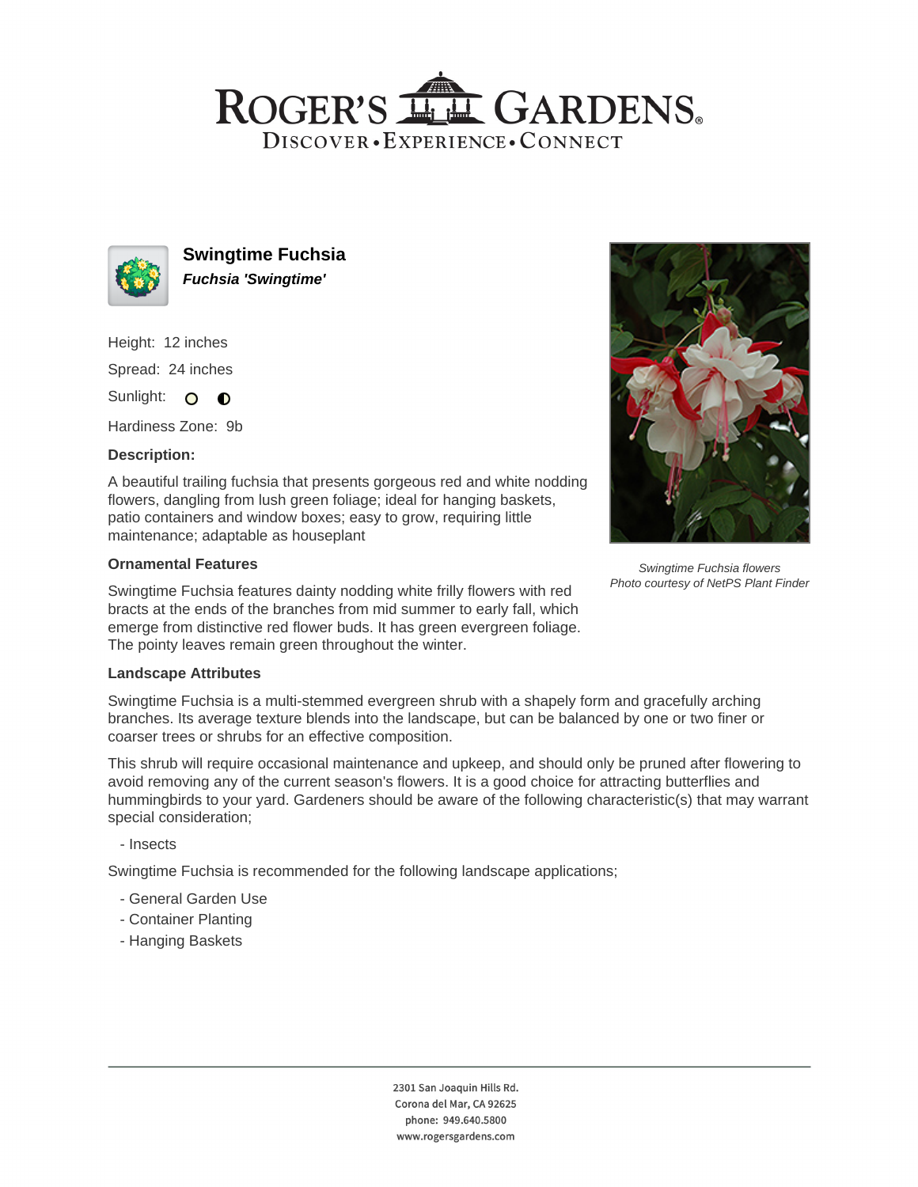# Swingtime Fuchsia

***Fuchsia 'Swingtime'***

Height: 12 inches

Spread: 24 inches

Sunlight: ○ ◐

Hardiness Zone: 9b

### Description:

A beautiful trailing fuchsia that presents gorgeous red and white nodding flowers, dangling from lush green foliage; ideal for hanging baskets, patio containers and window boxes; easy to grow, requiring little maintenance; adaptable as houseplant

### Ornamental Features

Swingtime Fuchsia features dainty nodding white frilly flowers with red bracts at the ends of the branches from mid summer to early fall, which emerge from distinctive red flower buds. It has green evergreen foliage. The pointy leaves remain green throughout the winter.

*Swingtime Fuchsia flowers*
*Photo courtesy of NetPS Plant Finder*

### Landscape Attributes

Swingtime Fuchsia is a multi-stemmed evergreen shrub with a shapely form and gracefully arching branches. Its average texture blends into the landscape, but can be balanced by one or two finer or coarser trees or shrubs for an effective composition.

This shrub will require occasional maintenance and upkeep, and should only be pruned after flowering to avoid removing any of the current season's flowers. It is a good choice for attracting butterflies and hummingbirds to your yard. Gardeners should be aware of the following characteristic(s) that may warrant special consideration;

- Insects

Swingtime Fuchsia is recommended for the following landscape applications;

- General Garden Use
- Container Planting
- Hanging Baskets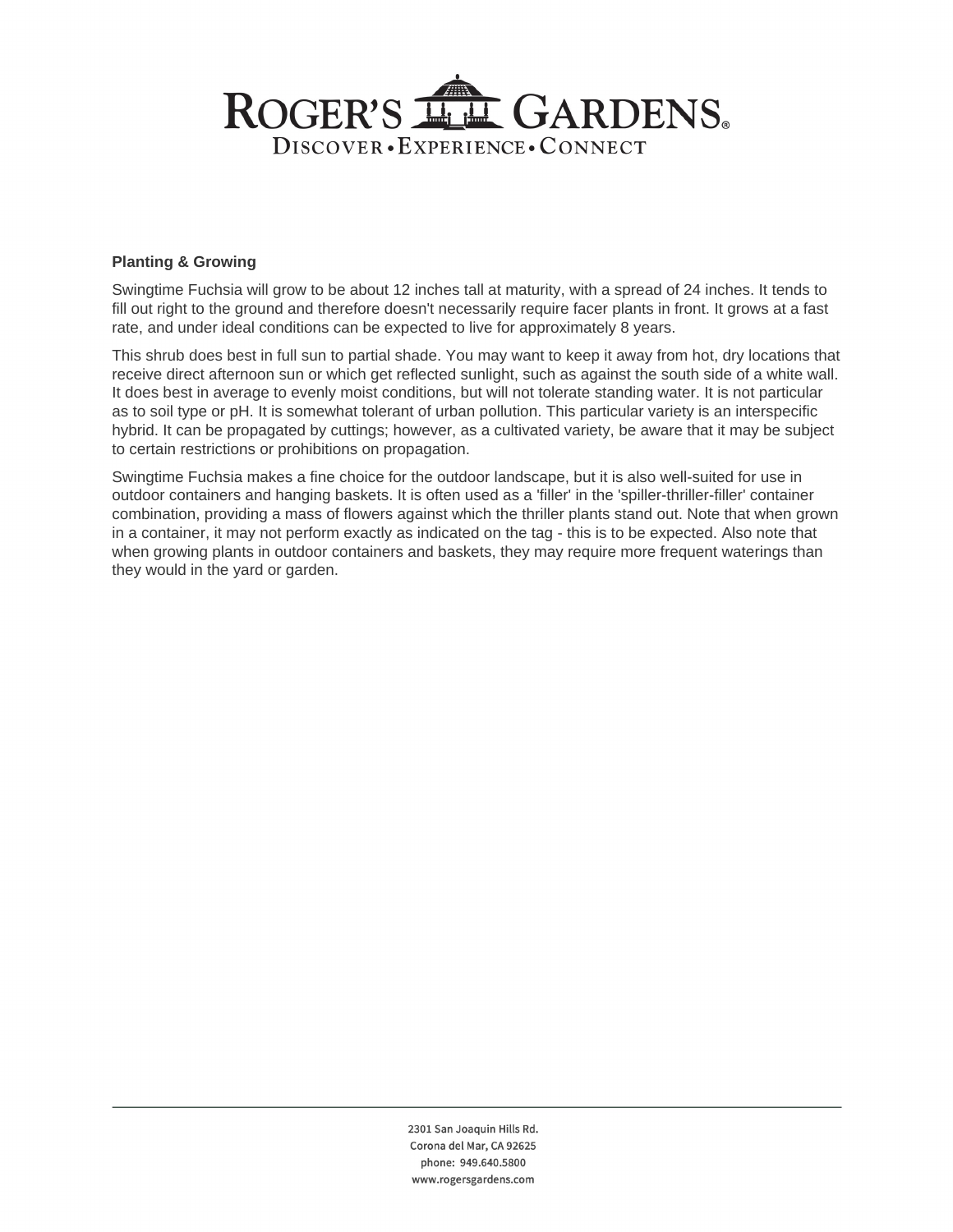**Planting & Growing**

Swingtime Fuchsia will grow to be about 12 inches tall at maturity, with a spread of 24 inches. It tends to fill out right to the ground and therefore doesn't necessarily require facer plants in front. It grows at a fast rate, and under ideal conditions can be expected to live for approximately 8 years.

This shrub does best in full sun to partial shade. You may want to keep it away from hot, dry locations that receive direct afternoon sun or which get reflected sunlight, such as against the south side of a white wall. It does best in average to evenly moist conditions, but will not tolerate standing water. It is not particular as to soil type or pH. It is somewhat tolerant of urban pollution. This particular variety is an interspecific hybrid. It can be propagated by cuttings; however, as a cultivated variety, be aware that it may be subject to certain restrictions or prohibitions on propagation.

Swingtime Fuchsia makes a fine choice for the outdoor landscape, but it is also well-suited for use in outdoor containers and hanging baskets. It is often used as a 'filler' in the 'spiller-thriller-filler' container combination, providing a mass of flowers against which the thriller plants stand out. Note that when grown in a container, it may not perform exactly as indicated on the tag - this is to be expected. Also note that when growing plants in outdoor containers and baskets, they may require more frequent waterings than they would in the yard or garden.